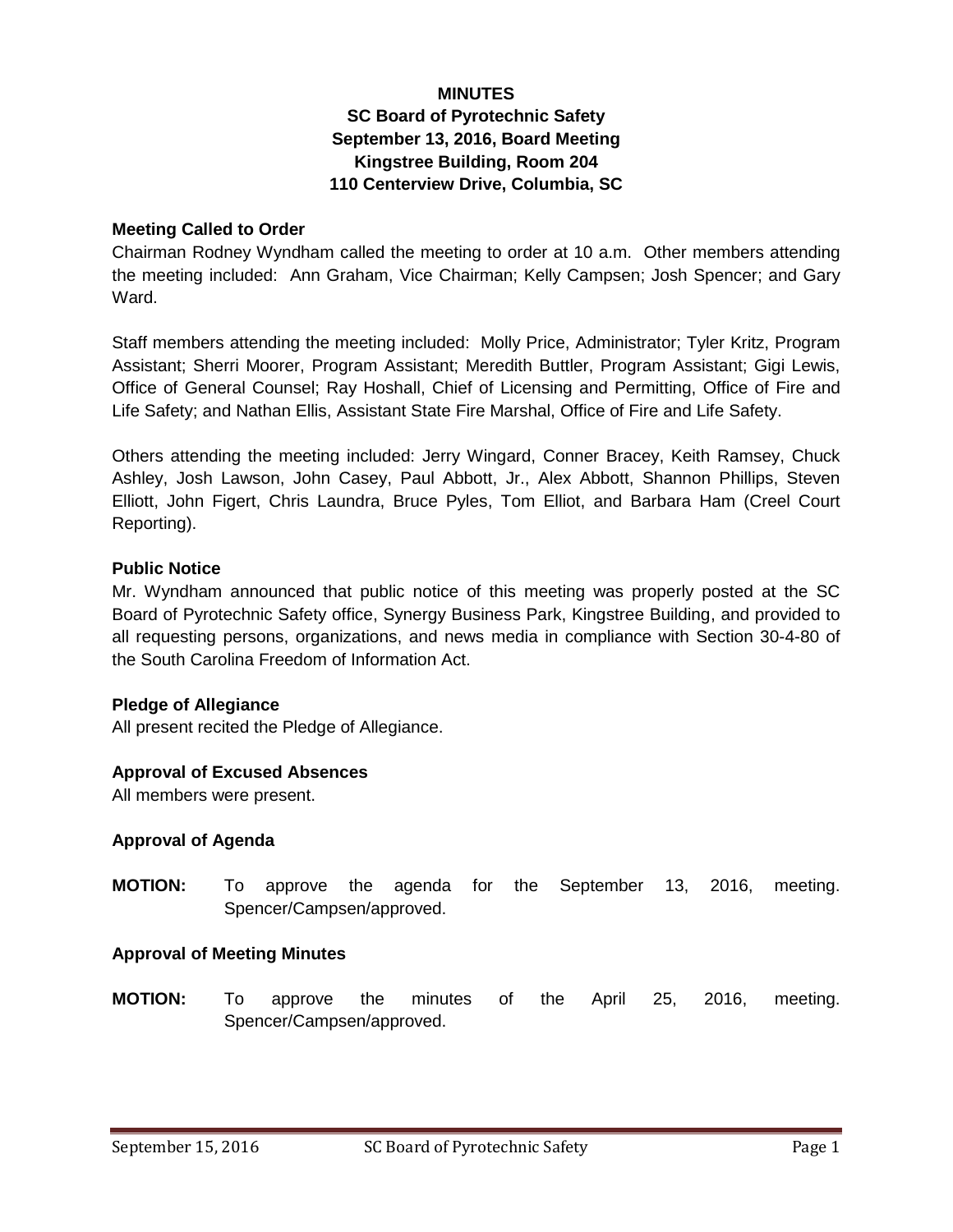**MINUTES**
**SC Board of Pyrotechnic Safety**
**September 13, 2016, Board Meeting**
**Kingstree Building, Room 204**
**110 Centerview Drive, Columbia, SC**

**Meeting Called to Order**

Chairman Rodney Wyndham called the meeting to order at 10 a.m. Other members attending the meeting included: Ann Graham, Vice Chairman; Kelly Campsen; Josh Spencer; and Gary Ward.

Staff members attending the meeting included: Molly Price, Administrator; Tyler Kritz, Program Assistant; Sherri Moorer, Program Assistant; Meredith Buttler, Program Assistant; Gigi Lewis, Office of General Counsel; Ray Hoshall, Chief of Licensing and Permitting, Office of Fire and Life Safety; and Nathan Ellis, Assistant State Fire Marshal, Office of Fire and Life Safety.

Others attending the meeting included: Jerry Wingard, Conner Bracey, Keith Ramsey, Chuck Ashley, Josh Lawson, John Casey, Paul Abbott, Jr., Alex Abbott, Shannon Phillips, Steven Elliott, John Figert, Chris Laundra, Bruce Pyles, Tom Elliot, and Barbara Ham (Creel Court Reporting).

**Public Notice**

Mr. Wyndham announced that public notice of this meeting was properly posted at the SC Board of Pyrotechnic Safety office, Synergy Business Park, Kingstree Building, and provided to all requesting persons, organizations, and news media in compliance with Section 30-4-80 of the South Carolina Freedom of Information Act.

**Pledge of Allegiance**

All present recited the Pledge of Allegiance.

**Approval of Excused Absences**

All members were present.

**Approval of Agenda**

**MOTION:** To approve the agenda for the September 13, 2016, meeting. Spencer/Campsen/approved.

**Approval of Meeting Minutes**

**MOTION:** To approve the minutes of the April 25, 2016, meeting. Spencer/Campsen/approved.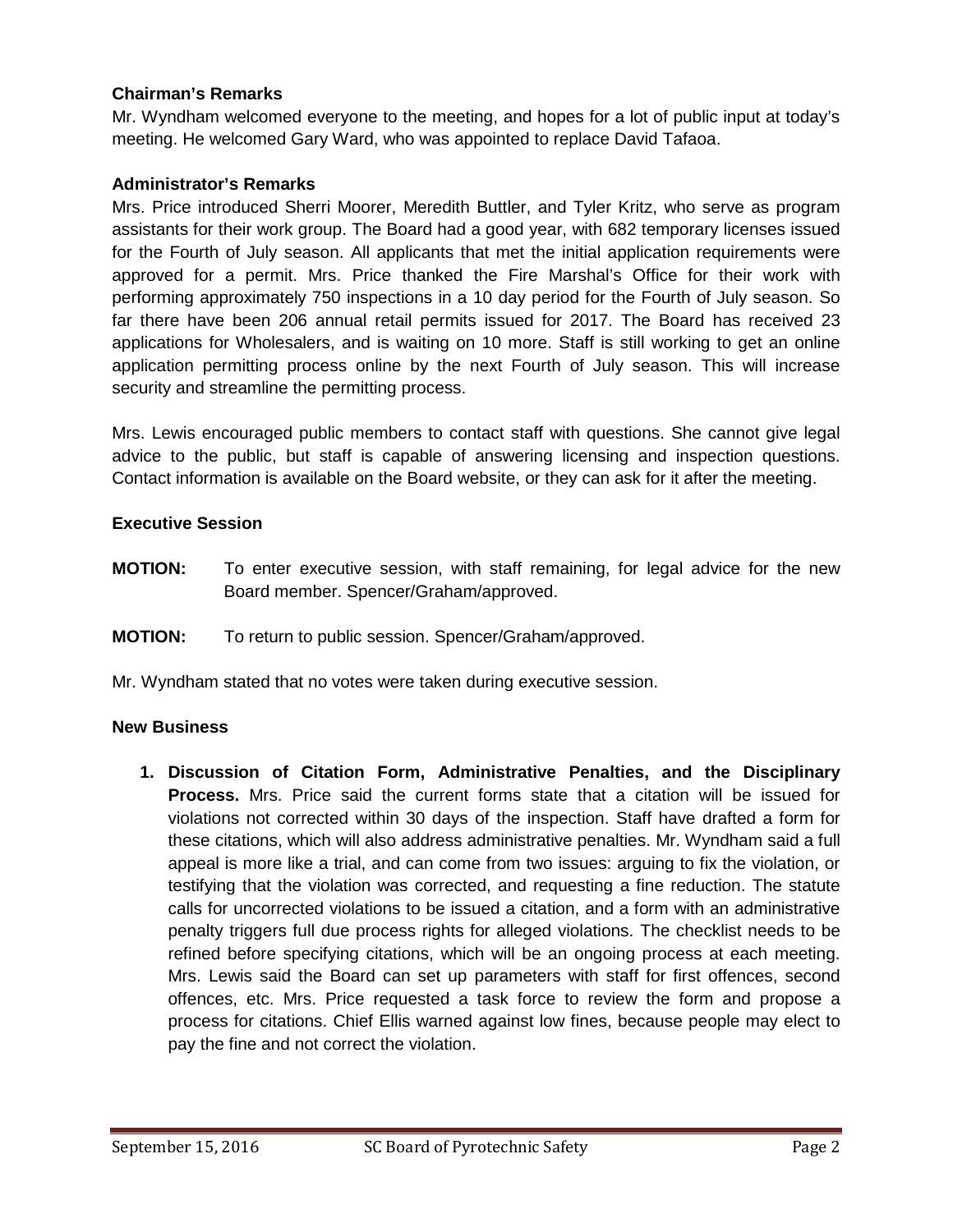**Chairman's Remarks**

Mr. Wyndham welcomed everyone to the meeting, and hopes for a lot of public input at today's meeting. He welcomed Gary Ward, who was appointed to replace David Tafaoa.

**Administrator's Remarks**

Mrs. Price introduced Sherri Moorer, Meredith Buttler, and Tyler Kritz, who serve as program assistants for their work group. The Board had a good year, with 682 temporary licenses issued for the Fourth of July season. All applicants that met the initial application requirements were approved for a permit. Mrs. Price thanked the Fire Marshal's Office for their work with performing approximately 750 inspections in a 10 day period for the Fourth of July season. So far there have been 206 annual retail permits issued for 2017. The Board has received 23 applications for Wholesalers, and is waiting on 10 more. Staff is still working to get an online application permitting process online by the next Fourth of July season. This will increase security and streamline the permitting process.

Mrs. Lewis encouraged public members to contact staff with questions. She cannot give legal advice to the public, but staff is capable of answering licensing and inspection questions. Contact information is available on the Board website, or they can ask for it after the meeting.

**Executive Session**

**MOTION:** To enter executive session, with staff remaining, for legal advice for the new Board member. Spencer/Graham/approved.

**MOTION:** To return to public session. Spencer/Graham/approved.

Mr. Wyndham stated that no votes were taken during executive session.

**New Business**

1. **Discussion of Citation Form, Administrative Penalties, and the Disciplinary Process.** Mrs. Price said the current forms state that a citation will be issued for violations not corrected within 30 days of the inspection. Staff have drafted a form for these citations, which will also address administrative penalties. Mr. Wyndham said a full appeal is more like a trial, and can come from two issues: arguing to fix the violation, or testifying that the violation was corrected, and requesting a fine reduction. The statute calls for uncorrected violations to be issued a citation, and a form with an administrative penalty triggers full due process rights for alleged violations. The checklist needs to be refined before specifying citations, which will be an ongoing process at each meeting. Mrs. Lewis said the Board can set up parameters with staff for first offences, second offences, etc. Mrs. Price requested a task force to review the form and propose a process for citations. Chief Ellis warned against low fines, because people may elect to pay the fine and not correct the violation.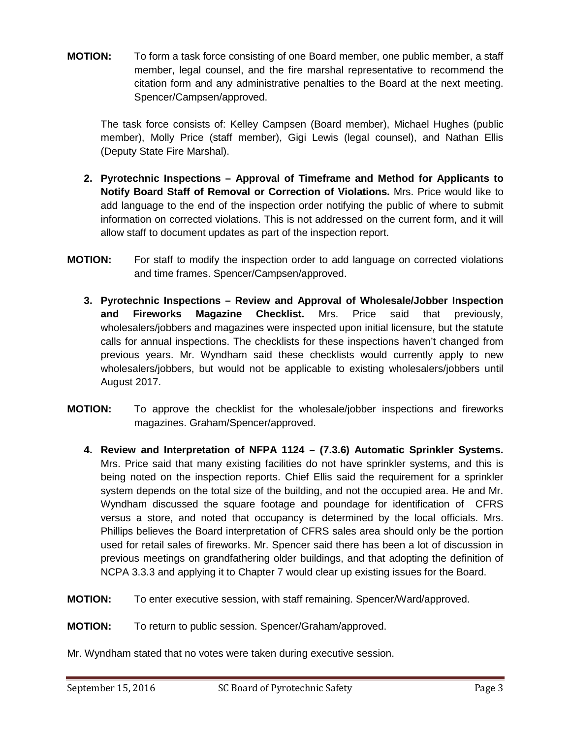**MOTION:** To form a task force consisting of one Board member, one public member, a staff member, legal counsel, and the fire marshal representative to recommend the citation form and any administrative penalties to the Board at the next meeting. Spencer/Campsen/approved.

The task force consists of: Kelley Campsen (Board member), Michael Hughes (public member), Molly Price (staff member), Gigi Lewis (legal counsel), and Nathan Ellis (Deputy State Fire Marshal).

2. **Pyrotechnic Inspections – Approval of Timeframe and Method for Applicants to Notify Board Staff of Removal or Correction of Violations.** Mrs. Price would like to add language to the end of the inspection order notifying the public of where to submit information on corrected violations. This is not addressed on the current form, and it will allow staff to document updates as part of the inspection report.

**MOTION:** For staff to modify the inspection order to add language on corrected violations and time frames. Spencer/Campsen/approved.

3. **Pyrotechnic Inspections – Review and Approval of Wholesale/Jobber Inspection and Fireworks Magazine Checklist.** Mrs. Price said that previously, wholesalers/jobbers and magazines were inspected upon initial licensure, but the statute calls for annual inspections. The checklists for these inspections haven't changed from previous years. Mr. Wyndham said these checklists would currently apply to new wholesalers/jobbers, but would not be applicable to existing wholesalers/jobbers until August 2017.

**MOTION:** To approve the checklist for the wholesale/jobber inspections and fireworks magazines. Graham/Spencer/approved.

4. **Review and Interpretation of NFPA 1124 – (7.3.6) Automatic Sprinkler Systems.** Mrs. Price said that many existing facilities do not have sprinkler systems, and this is being noted on the inspection reports. Chief Ellis said the requirement for a sprinkler system depends on the total size of the building, and not the occupied area. He and Mr. Wyndham discussed the square footage and poundage for identification of CFRS versus a store, and noted that occupancy is determined by the local officials. Mrs. Phillips believes the Board interpretation of CFRS sales area should only be the portion used for retail sales of fireworks. Mr. Spencer said there has been a lot of discussion in previous meetings on grandfathering older buildings, and that adopting the definition of NCPA 3.3.3 and applying it to Chapter 7 would clear up existing issues for the Board.

**MOTION:** To enter executive session, with staff remaining. Spencer/Ward/approved.

**MOTION:** To return to public session. Spencer/Graham/approved.

Mr. Wyndham stated that no votes were taken during executive session.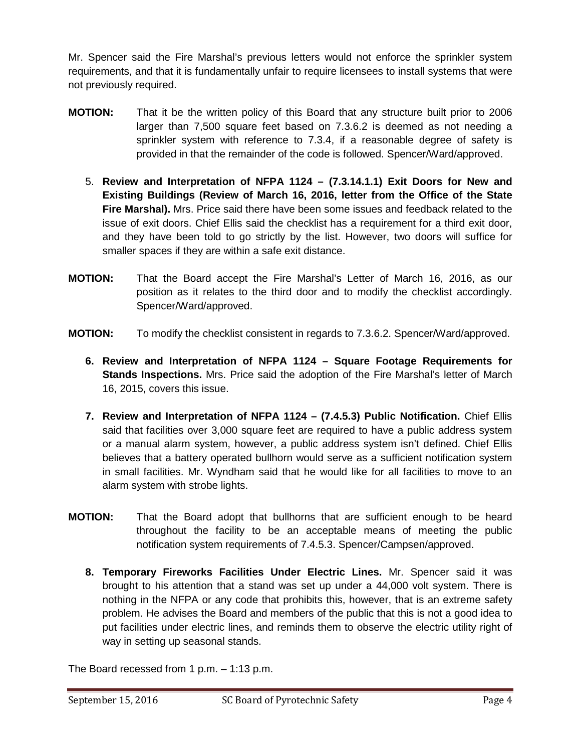Mr. Spencer said the Fire Marshal's previous letters would not enforce the sprinkler system requirements, and that it is fundamentally unfair to require licensees to install systems that were not previously required.

**MOTION:** That it be the written policy of this Board that any structure built prior to 2006 larger than 7,500 square feet based on 7.3.6.2 is deemed as not needing a sprinkler system with reference to 7.3.4, if a reasonable degree of safety is provided in that the remainder of the code is followed. Spencer/Ward/approved.

5. **Review and Interpretation of NFPA 1124 – (7.3.14.1.1) Exit Doors for New and Existing Buildings (Review of March 16, 2016, letter from the Office of the State Fire Marshal).** Mrs. Price said there have been some issues and feedback related to the issue of exit doors. Chief Ellis said the checklist has a requirement for a third exit door, and they have been told to go strictly by the list. However, two doors will suffice for smaller spaces if they are within a safe exit distance.

**MOTION:** That the Board accept the Fire Marshal's Letter of March 16, 2016, as our position as it relates to the third door and to modify the checklist accordingly. Spencer/Ward/approved.

**MOTION:** To modify the checklist consistent in regards to 7.3.6.2. Spencer/Ward/approved.

6. **Review and Interpretation of NFPA 1124 – Square Footage Requirements for Stands Inspections.** Mrs. Price said the adoption of the Fire Marshal's letter of March 16, 2015, covers this issue.

7. **Review and Interpretation of NFPA 1124 – (7.4.5.3) Public Notification.** Chief Ellis said that facilities over 3,000 square feet are required to have a public address system or a manual alarm system, however, a public address system isn't defined. Chief Ellis believes that a battery operated bullhorn would serve as a sufficient notification system in small facilities. Mr. Wyndham said that he would like for all facilities to move to an alarm system with strobe lights.

**MOTION:** That the Board adopt that bullhorns that are sufficient enough to be heard throughout the facility to be an acceptable means of meeting the public notification system requirements of 7.4.5.3. Spencer/Campsen/approved.

8. **Temporary Fireworks Facilities Under Electric Lines.** Mr. Spencer said it was brought to his attention that a stand was set up under a 44,000 volt system. There is nothing in the NFPA or any code that prohibits this, however, that is an extreme safety problem. He advises the Board and members of the public that this is not a good idea to put facilities under electric lines, and reminds them to observe the electric utility right of way in setting up seasonal stands.

The Board recessed from 1 p.m. – 1:13 p.m.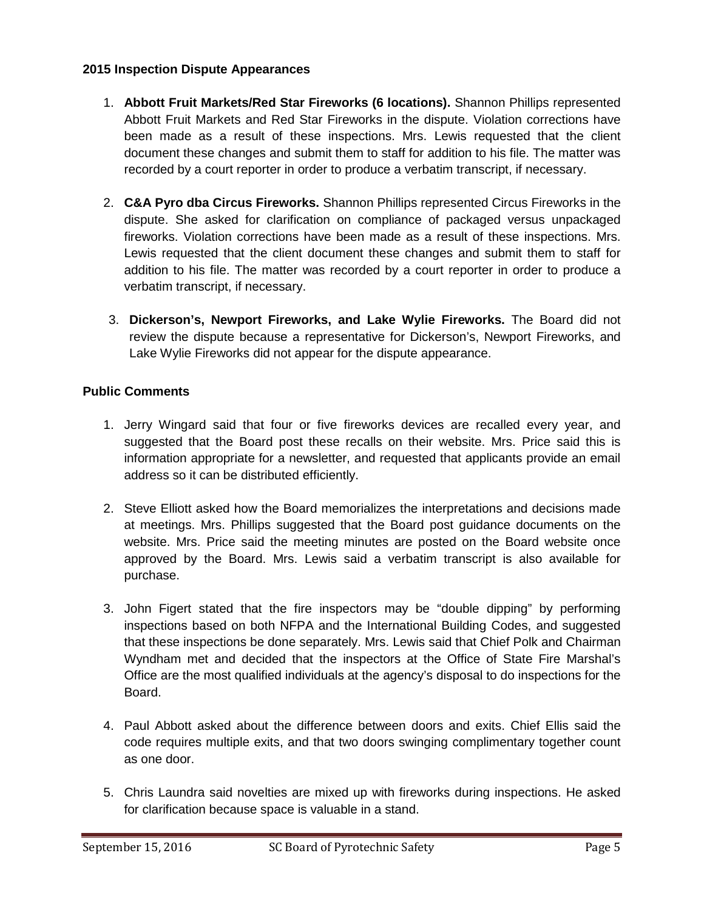**2015 Inspection Dispute Appearances**

1. **Abbott Fruit Markets/Red Star Fireworks (6 locations).** Shannon Phillips represented Abbott Fruit Markets and Red Star Fireworks in the dispute. Violation corrections have been made as a result of these inspections. Mrs. Lewis requested that the client document these changes and submit them to staff for addition to his file. The matter was recorded by a court reporter in order to produce a verbatim transcript, if necessary.

2. **C&A Pyro dba Circus Fireworks.** Shannon Phillips represented Circus Fireworks in the dispute. She asked for clarification on compliance of packaged versus unpackaged fireworks. Violation corrections have been made as a result of these inspections. Mrs. Lewis requested that the client document these changes and submit them to staff for addition to his file. The matter was recorded by a court reporter in order to produce a verbatim transcript, if necessary.

3. **Dickerson's, Newport Fireworks, and Lake Wylie Fireworks.** The Board did not review the dispute because a representative for Dickerson's, Newport Fireworks, and Lake Wylie Fireworks did not appear for the dispute appearance.

**Public Comments**

1. Jerry Wingard said that four or five fireworks devices are recalled every year, and suggested that the Board post these recalls on their website. Mrs. Price said this is information appropriate for a newsletter, and requested that applicants provide an email address so it can be distributed efficiently.

2. Steve Elliott asked how the Board memorializes the interpretations and decisions made at meetings. Mrs. Phillips suggested that the Board post guidance documents on the website. Mrs. Price said the meeting minutes are posted on the Board website once approved by the Board. Mrs. Lewis said a verbatim transcript is also available for purchase.

3. John Figert stated that the fire inspectors may be "double dipping" by performing inspections based on both NFPA and the International Building Codes, and suggested that these inspections be done separately. Mrs. Lewis said that Chief Polk and Chairman Wyndham met and decided that the inspectors at the Office of State Fire Marshal's Office are the most qualified individuals at the agency's disposal to do inspections for the Board.

4. Paul Abbott asked about the difference between doors and exits. Chief Ellis said the code requires multiple exits, and that two doors swinging complimentary together count as one door.

5. Chris Laundra said novelties are mixed up with fireworks during inspections. He asked for clarification because space is valuable in a stand.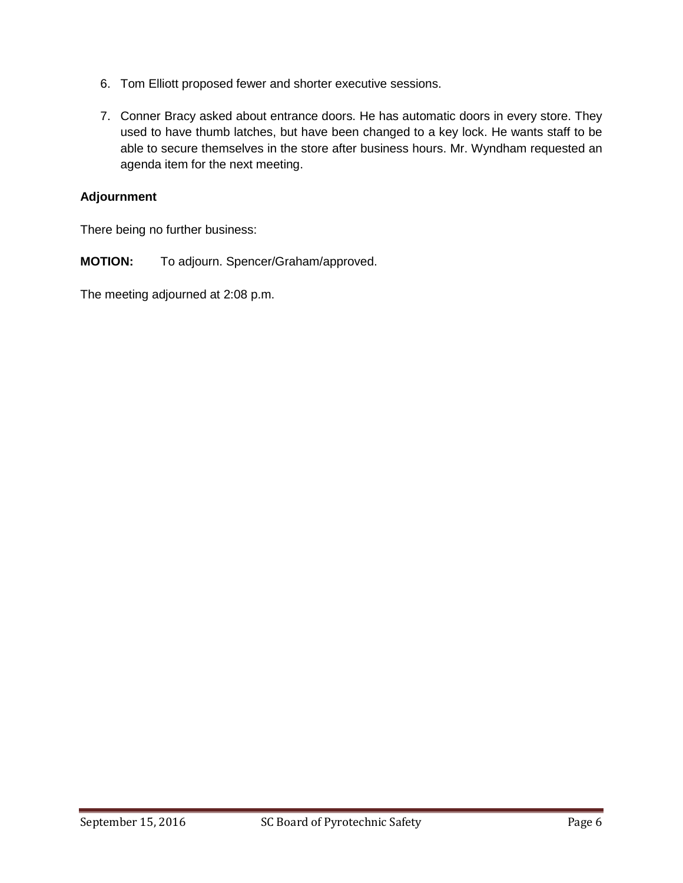6. Tom Elliott proposed fewer and shorter executive sessions.

7. Conner Bracy asked about entrance doors. He has automatic doors in every store. They used to have thumb latches, but have been changed to a key lock. He wants staff to be able to secure themselves in the store after business hours. Mr. Wyndham requested an agenda item for the next meeting.

**Adjournment**

There being no further business:

**MOTION:** To adjourn. Spencer/Graham/approved.

The meeting adjourned at 2:08 p.m.